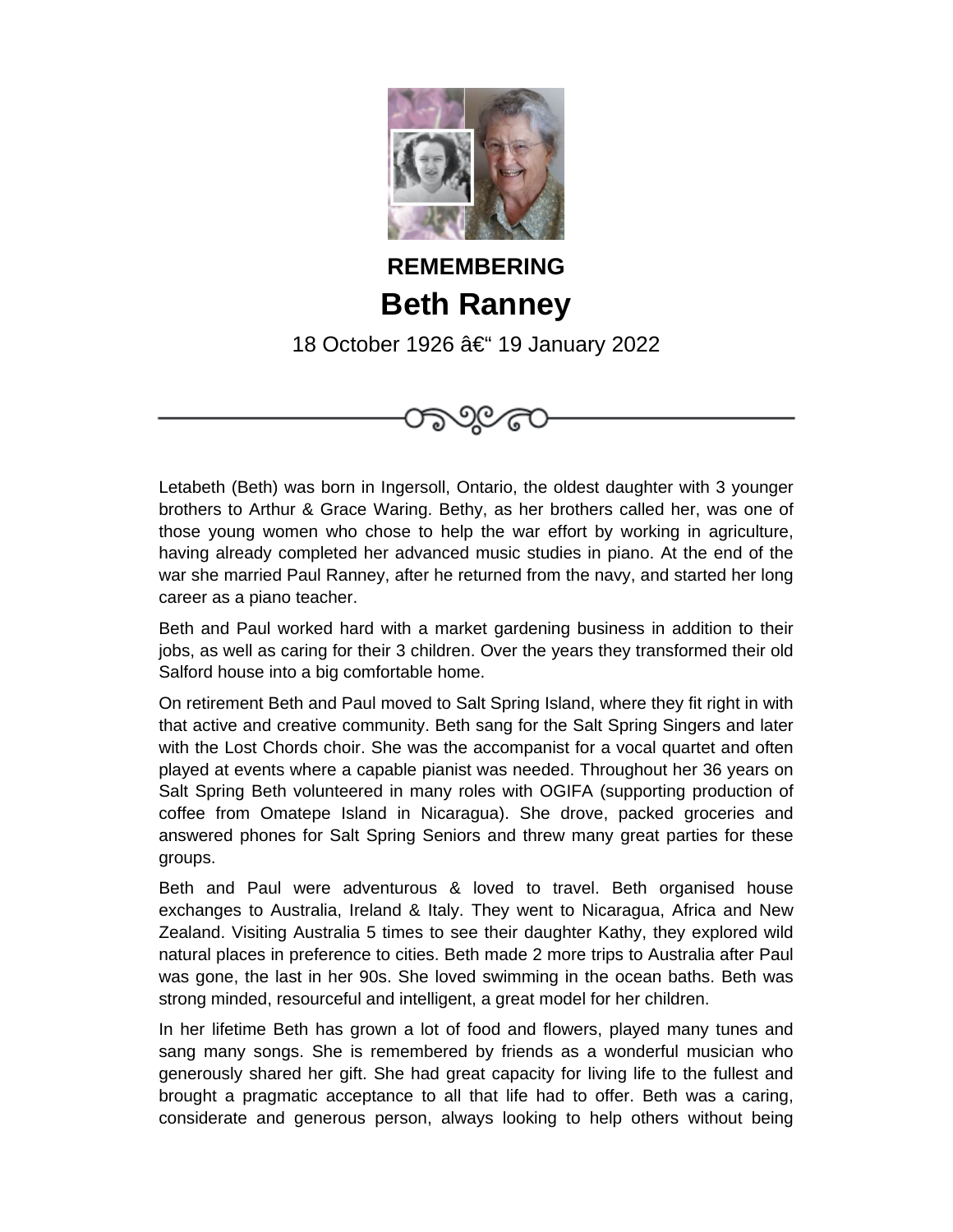**REMEMBERING**

# Beth Ranney

18 October 1926 â€“ 19 January 2022

Letabeth (Beth) was born in Ingersoll, Ontario, the oldest daughter with 3 younger brothers to Arthur & Grace Waring. Bethy, as her brothers called her, was one of those young women who chose to help the war effort by working in agriculture, having already completed her advanced music studies in piano. At the end of the war she married Paul Ranney, after he returned from the navy, and started her long career as a piano teacher.

Beth and Paul worked hard with a market gardening business in addition to their jobs, as well as caring for their 3 children. Over the years they transformed their old Salford house into a big comfortable home.

On retirement Beth and Paul moved to Salt Spring Island, where they fit right in with that active and creative community. Beth sang for the Salt Spring Singers and later with the Lost Chords choir. She was the accompanist for a vocal quartet and often played at events where a capable pianist was needed. Throughout her 36 years on Salt Spring Beth volunteered in many roles with OGIFA (supporting production of coffee from Omatepe Island in Nicaragua). She drove, packed groceries and answered phones for Salt Spring Seniors and threw many great parties for these groups.

Beth and Paul were adventurous & loved to travel. Beth organised house exchanges to Australia, Ireland & Italy. They went to Nicaragua, Africa and New Zealand. Visiting Australia 5 times to see their daughter Kathy, they explored wild natural places in preference to cities. Beth made 2 more trips to Australia after Paul was gone, the last in her 90s. She loved swimming in the ocean baths. Beth was strong minded, resourceful and intelligent, a great model for her children.

In her lifetime Beth has grown a lot of food and flowers, played many tunes and sang many songs. She is remembered by friends as a wonderful musician who generously shared her gift. She had great capacity for living life to the fullest and brought a pragmatic acceptance to all that life had to offer. Beth was a caring, considerate and generous person, always looking to help others without being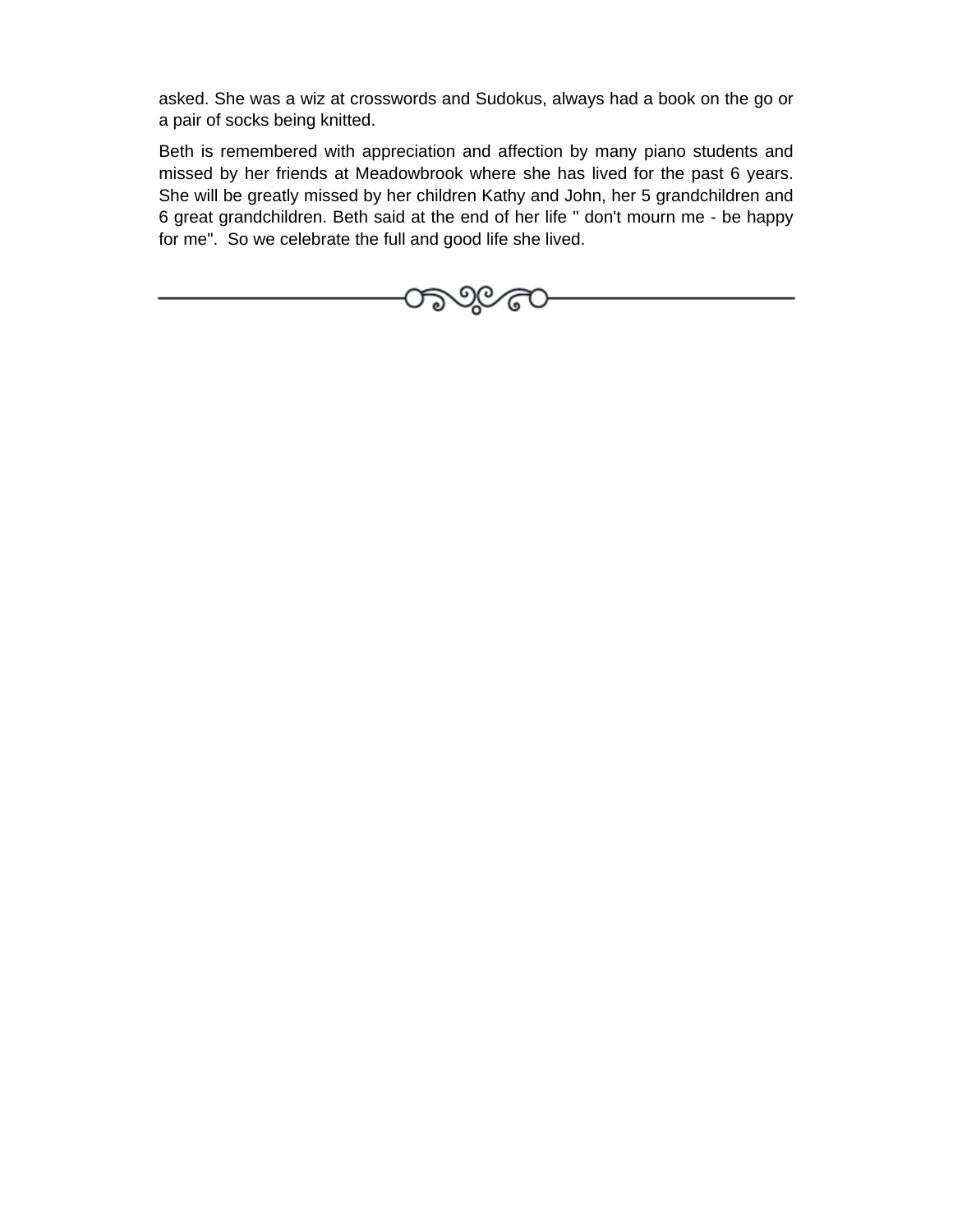asked. She was a wiz at crosswords and Sudokus, always had a book on the go or a pair of socks being knitted.

Beth is remembered with appreciation and affection by many piano students and missed by her friends at Meadowbrook where she has lived for the past 6 years. She will be greatly missed by her children Kathy and John, her 5 grandchildren and 6 great grandchildren. Beth said at the end of her life " don't mourn me - be happy for me". So we celebrate the full and good life she lived.